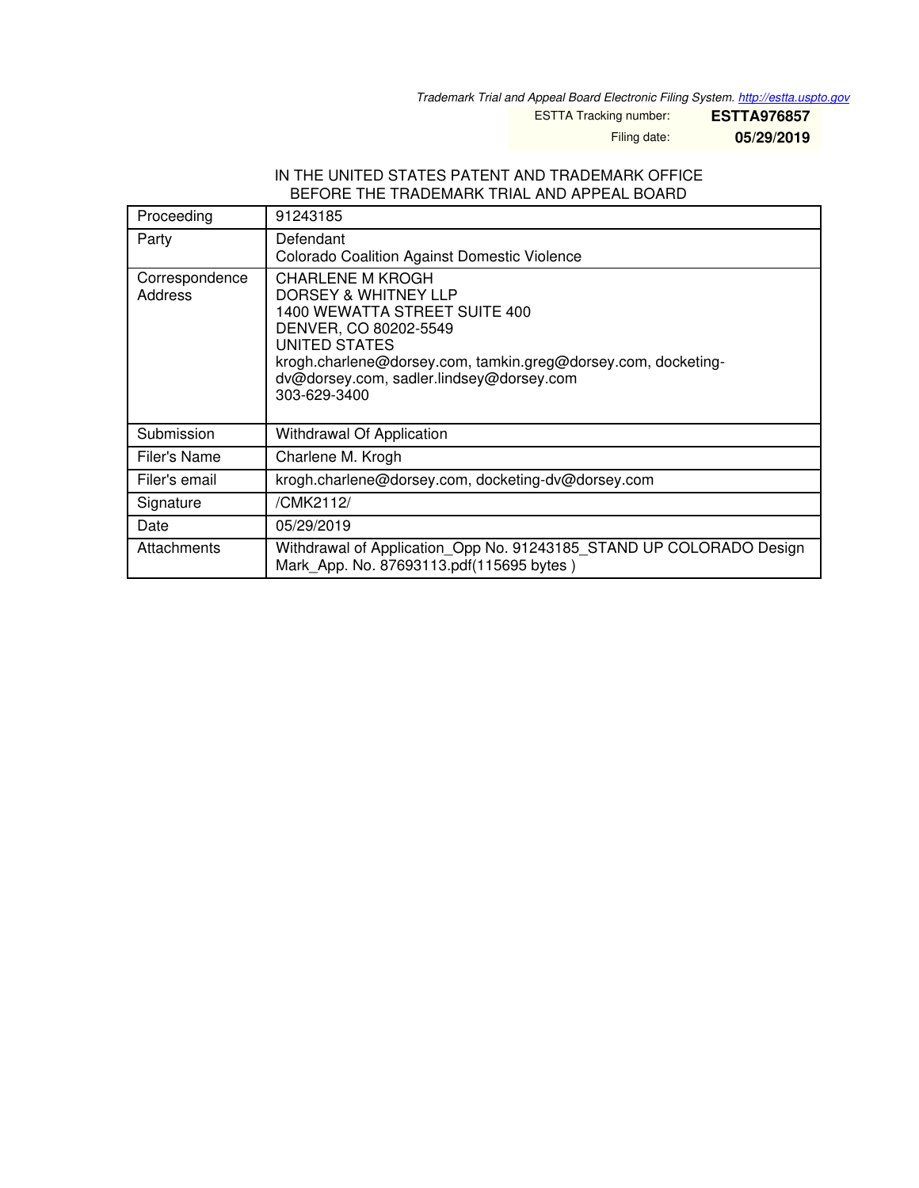*Trademark Trial and Appeal Board Electronic Filing System. http://estta.uspto.gov*

ESTTA Tracking number: **ESTTA976857**

Filing date: **05/29/2019**

IN THE UNITED STATES PATENT AND TRADEMARK OFFICE
BEFORE THE TRADEMARK TRIAL AND APPEAL BOARD

| Proceeding | 91243185 |
|---|---|
| Party | Defendant<br>Colorado Coalition Against Domestic Violence |
| Correspondence Address | CHARLENE M KROGH<br>DORSEY & WHITNEY LLP<br>1400 WEWATTA STREET SUITE 400<br>DENVER, CO 80202-5549<br>UNITED STATES<br>krogh.charlene@dorsey.com, tamkin.greg@dorsey.com, docketing-dv@dorsey.com, sadler.lindsey@dorsey.com<br>303-629-3400 |
| Submission | Withdrawal Of Application |
| Filer's Name | Charlene M. Krogh |
| Filer's email | krogh.charlene@dorsey.com, docketing-dv@dorsey.com |
| Signature | /CMK2112/ |
| Date | 05/29/2019 |
| Attachments | Withdrawal of Application_Opp No. 91243185_STAND UP COLORADO Design Mark_App. No. 87693113.pdf(115695 bytes ) |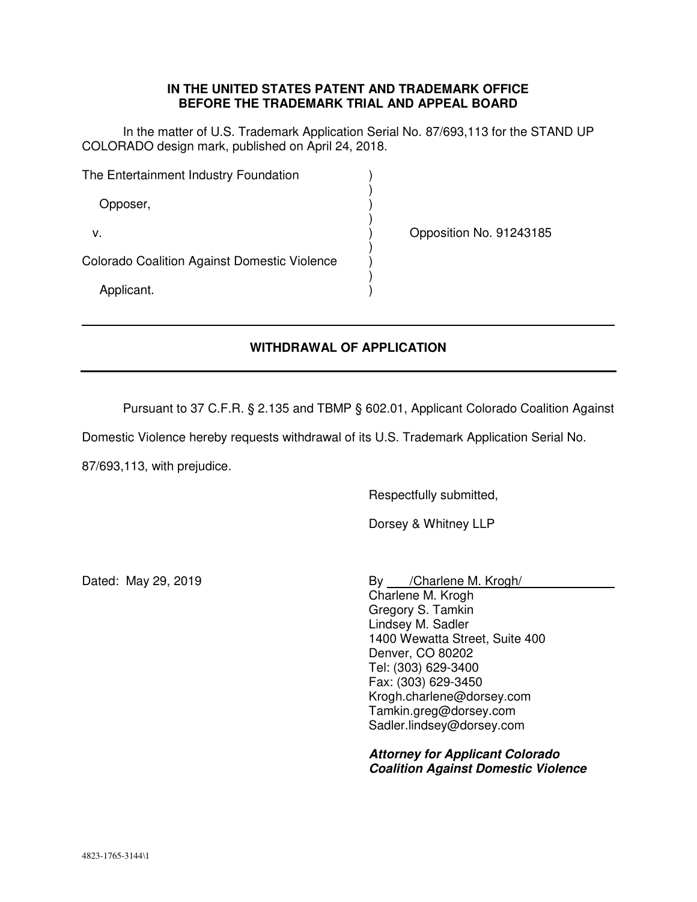**IN THE UNITED STATES PATENT AND TRADEMARK OFFICE**
**BEFORE THE TRADEMARK TRIAL AND APPEAL BOARD**

In the matter of U.S. Trademark Application Serial No. 87/693,113 for the STAND UP COLORADO design mark, published on April 24, 2018.

| | | |
|---|---|---|
| The Entertainment Industry Foundation | ) | |
| | ) | |
| Opposer, | ) | |
| | ) | |
| v. | ) | Opposition No. 91243185 |
| | ) | |
| Colorado Coalition Against Domestic Violence | ) | |
| | ) | |
| Applicant. | ) | |

---

## WITHDRAWAL OF APPLICATION

---

Pursuant to 37 C.F.R. § 2.135 and TBMP § 602.01, Applicant Colorado Coalition Against Domestic Violence hereby requests withdrawal of its U.S. Trademark Application Serial No. 87/693,113, with prejudice.

Respectfully submitted,

Dorsey & Whitney LLP

Dated: May 29, 2019

By /Charlene M. Krogh/
Charlene M. Krogh
Gregory S. Tamkin
Lindsey M. Sadler
1400 Wewatta Street, Suite 400
Denver, CO 80202
Tel: (303) 629-3400
Fax: (303) 629-3450
Krogh.charlene@dorsey.com
Tamkin.greg@dorsey.com
Sadler.lindsey@dorsey.com

***Attorney for Applicant Colorado Coalition Against Domestic Violence***

4823-1765-3144\1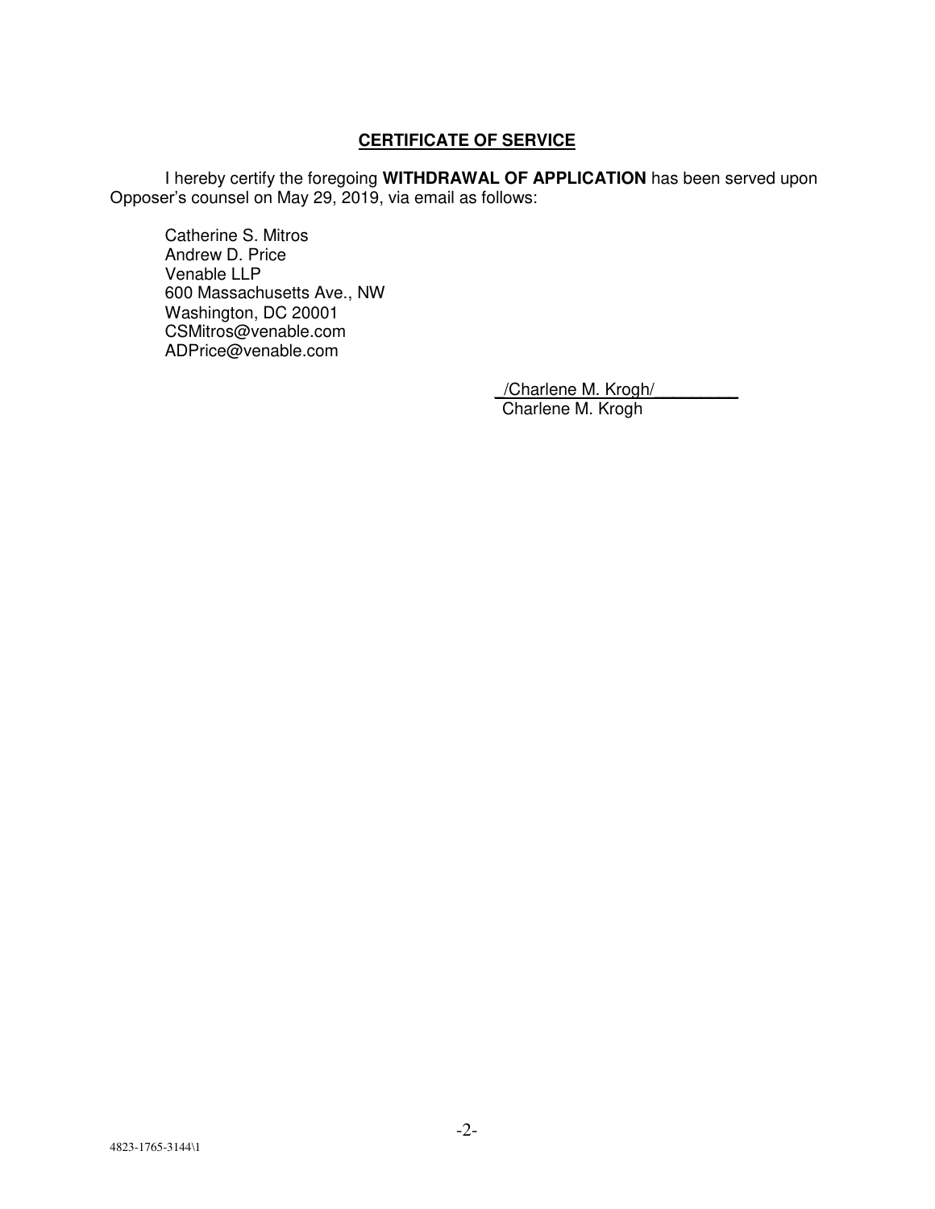## CERTIFICATE OF SERVICE

I hereby certify the foregoing **WITHDRAWAL OF APPLICATION** has been served upon Opposer's counsel on May 29, 2019, via email as follows:

Catherine S. Mitros
Andrew D. Price
Venable LLP
600 Massachusetts Ave., NW
Washington, DC 20001
CSMitros@venable.com
ADPrice@venable.com

/Charlene M. Krogh/
Charlene M. Krogh

4823-1765-3144\1